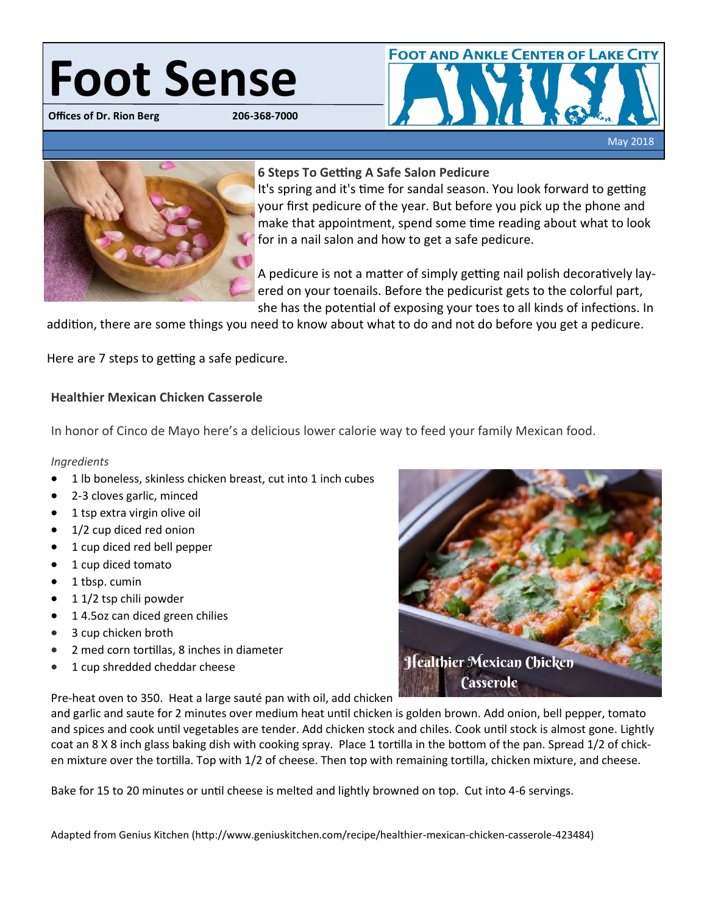# Foot Sense

**Offices of Dr. Rion Berg** 206-368-7000

FOOT AND ANKLE CENTER OF LAKE CITY

May 2018

### 6 Steps To Getting A Safe Salon Pedicure

It's spring and it's time for sandal season. You look forward to getting your first pedicure of the year. But before you pick up the phone and make that appointment, spend some time reading about what to look for in a nail salon and how to get a safe pedicure.

A pedicure is not a matter of simply getting nail polish decoratively layered on your toenails. Before the pedicurist gets to the colorful part, she has the potential of exposing your toes to all kinds of infections. In addition, there are some things you need to know about what to do and not do before you get a pedicure.

Here are 7 steps to getting a safe pedicure.

### Healthier Mexican Chicken Casserole

In honor of Cinco de Mayo here's a delicious lower calorie way to feed your family Mexican food.

*Ingredients*

- 1 lb boneless, skinless chicken breast, cut into 1 inch cubes
- 2-3 cloves garlic, minced
- 1 tsp extra virgin olive oil
- 1/2 cup diced red onion
- 1 cup diced red bell pepper
- 1 cup diced tomato
- 1 tbsp. cumin
- 1 1/2 tsp chili powder
- 1 4.5oz can diced green chilies
- 3 cup chicken broth
- 2 med corn tortillas, 8 inches in diameter
- 1 cup shredded cheddar cheese

Healthier Mexican Chicken Casserole

Pre-heat oven to 350. Heat a large sauté pan with oil, add chicken and garlic and saute for 2 minutes over medium heat until chicken is golden brown. Add onion, bell pepper, tomato and spices and cook until vegetables are tender. Add chicken stock and chiles. Cook until stock is almost gone. Lightly coat an 8 X 8 inch glass baking dish with cooking spray. Place 1 tortilla in the bottom of the pan. Spread 1/2 of chicken mixture over the tortilla. Top with 1/2 of cheese. Then top with remaining tortilla, chicken mixture, and cheese.

Bake for 15 to 20 minutes or until cheese is melted and lightly browned on top. Cut into 4-6 servings.

Adapted from Genius Kitchen (http://www.geniuskitchen.com/recipe/healthier-mexican-chicken-casserole-423484)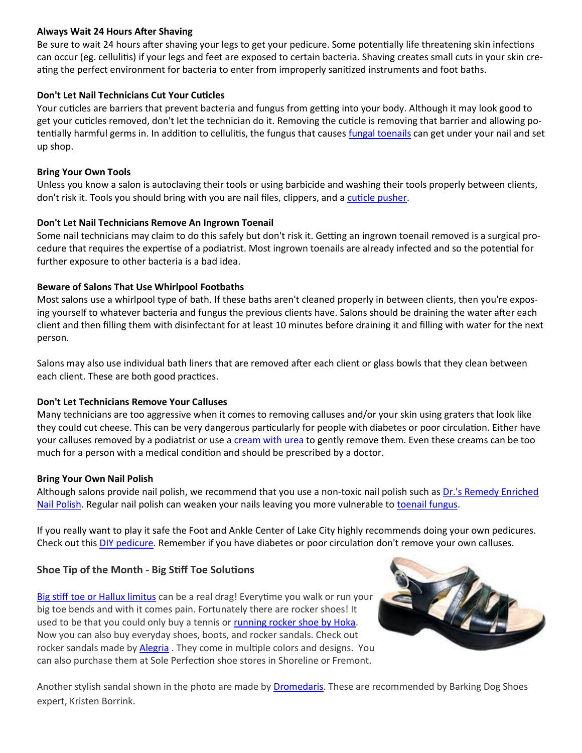**Always Wait 24 Hours After Shaving**

Be sure to wait 24 hours after shaving your legs to get your pedicure. Some potentially life threatening skin infections can occur (eg. cellulitis) if your legs and feet are exposed to certain bacteria. Shaving creates small cuts in your skin creating the perfect environment for bacteria to enter from improperly sanitized instruments and foot baths.

**Don't Let Nail Technicians Cut Your Cuticles**

Your cuticles are barriers that prevent bacteria and fungus from getting into your body. Although it may look good to get your cuticles removed, don't let the technician do it. Removing the cuticle is removing that barrier and allowing potentially harmful germs in. In addition to cellulitis, the fungus that causes fungal toenails can get under your nail and set up shop.

**Bring Your Own Tools**

Unless you know a salon is autoclaving their tools or using barbicide and washing their tools properly between clients, don't risk it. Tools you should bring with you are nail files, clippers, and a cuticle pusher.

**Don't Let Nail Technicians Remove An Ingrown Toenail**

Some nail technicians may claim to do this safely but don't risk it. Getting an ingrown toenail removed is a surgical procedure that requires the expertise of a podiatrist. Most ingrown toenails are already infected and so the potential for further exposure to other bacteria is a bad idea.

**Beware of Salons That Use Whirlpool Footbaths**

Most salons use a whirlpool type of bath. If these baths aren't cleaned properly in between clients, then you're exposing yourself to whatever bacteria and fungus the previous clients have. Salons should be draining the water after each client and then filling them with disinfectant for at least 10 minutes before draining it and filling with water for the next person.

Salons may also use individual bath liners that are removed after each client or glass bowls that they clean between each client. These are both good practices.

**Don't Let Technicians Remove Your Calluses**

Many technicians are too aggressive when it comes to removing calluses and/or your skin using graters that look like they could cut cheese. This can be very dangerous particularly for people with diabetes or poor circulation. Either have your calluses removed by a podiatrist or use a cream with urea to gently remove them. Even these creams can be too much for a person with a medical condition and should be prescribed by a doctor.

**Bring Your Own Nail Polish**

Although salons provide nail polish, we recommend that you use a non-toxic nail polish such as Dr.'s Remedy Enriched Nail Polish. Regular nail polish can weaken your nails leaving you more vulnerable to toenail fungus.

If you really want to play it safe the Foot and Ankle Center of Lake City highly recommends doing your own pedicures. Check out this DIY pedicure. Remember if you have diabetes or poor circulation don't remove your own calluses.

## Shoe Tip of the Month - Big Stiff Toe Solutions

Big stiff toe or Hallux limitus can be a real drag! Everytime you walk or run your big toe bends and with it comes pain. Fortunately there are rocker shoes! It used to be that you could only buy a tennis or running rocker shoe by Hoka. Now you can also buy everyday shoes, boots, and rocker sandals. Check out rocker sandals made by Alegria . They come in multiple colors and designs. You can also purchase them at Sole Perfection shoe stores in Shoreline or Fremont.

Another stylish sandal shown in the photo are made by Dromedaris. These are recommended by Barking Dog Shoes expert, Kristen Borrink.